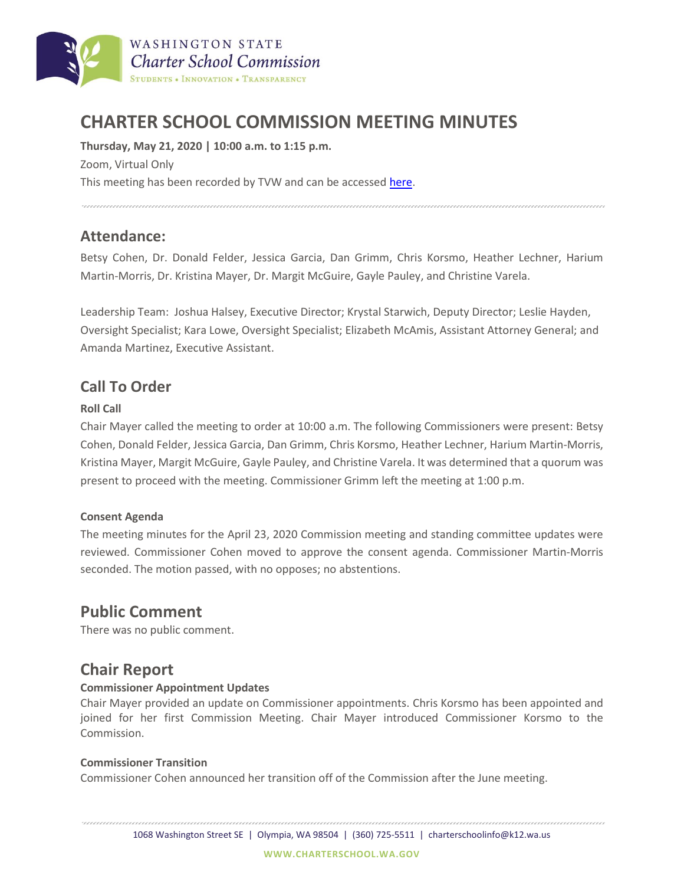# CHARTER SCHOOL COMMISSION MEETING MINUTES

**Thursday, May 21, 2020 | 10:00 a.m. to 1:15 p.m.**

Zoom, Virtual Only

This meeting has been recorded by TVW and can be accessed [here].

## Attendance:

Betsy Cohen, Dr. Donald Felder, Jessica Garcia, Dan Grimm, Chris Korsmo, Heather Lechner, Harium Martin-Morris, Dr. Kristina Mayer, Dr. Margit McGuire, Gayle Pauley, and Christine Varela.

Leadership Team: Joshua Halsey, Executive Director; Krystal Starwich, Deputy Director; Leslie Hayden, Oversight Specialist; Kara Lowe, Oversight Specialist; Elizabeth McAmis, Assistant Attorney General; and Amanda Martinez, Executive Assistant.

## Call To Order

**Roll Call**

Chair Mayer called the meeting to order at 10:00 a.m. The following Commissioners were present: Betsy Cohen, Donald Felder, Jessica Garcia, Dan Grimm, Chris Korsmo, Heather Lechner, Harium Martin-Morris, Kristina Mayer, Margit McGuire, Gayle Pauley, and Christine Varela. It was determined that a quorum was present to proceed with the meeting. Commissioner Grimm left the meeting at 1:00 p.m.

**Consent Agenda**

The meeting minutes for the April 23, 2020 Commission meeting and standing committee updates were reviewed. Commissioner Cohen moved to approve the consent agenda. Commissioner Martin-Morris seconded. The motion passed, with no opposes; no abstentions.

## Public Comment

There was no public comment.

## Chair Report

**Commissioner Appointment Updates**

Chair Mayer provided an update on Commissioner appointments. Chris Korsmo has been appointed and joined for her first Commission Meeting. Chair Mayer introduced Commissioner Korsmo to the Commission.

**Commissioner Transition**

Commissioner Cohen announced her transition off of the Commission after the June meeting.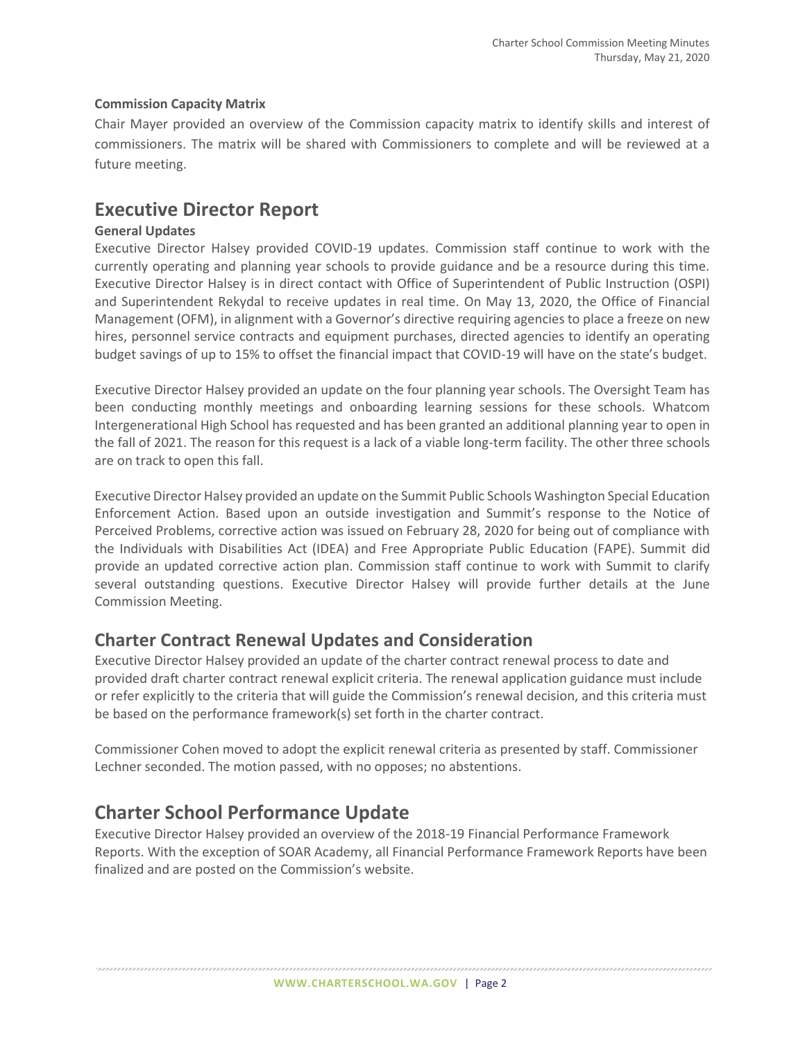**Commission Capacity Matrix**

Chair Mayer provided an overview of the Commission capacity matrix to identify skills and interest of commissioners. The matrix will be shared with Commissioners to complete and will be reviewed at a future meeting.

# Executive Director Report

**General Updates**

Executive Director Halsey provided COVID-19 updates. Commission staff continue to work with the currently operating and planning year schools to provide guidance and be a resource during this time. Executive Director Halsey is in direct contact with Office of Superintendent of Public Instruction (OSPI) and Superintendent Rekydal to receive updates in real time. On May 13, 2020, the Office of Financial Management (OFM), in alignment with a Governor's directive requiring agencies to place a freeze on new hires, personnel service contracts and equipment purchases, directed agencies to identify an operating budget savings of up to 15% to offset the financial impact that COVID-19 will have on the state's budget.

Executive Director Halsey provided an update on the four planning year schools. The Oversight Team has been conducting monthly meetings and onboarding learning sessions for these schools. Whatcom Intergenerational High School has requested and has been granted an additional planning year to open in the fall of 2021. The reason for this request is a lack of a viable long-term facility. The other three schools are on track to open this fall.

Executive Director Halsey provided an update on the Summit Public Schools Washington Special Education Enforcement Action. Based upon an outside investigation and Summit's response to the Notice of Perceived Problems, corrective action was issued on February 28, 2020 for being out of compliance with the Individuals with Disabilities Act (IDEA) and Free Appropriate Public Education (FAPE). Summit did provide an updated corrective action plan. Commission staff continue to work with Summit to clarify several outstanding questions. Executive Director Halsey will provide further details at the June Commission Meeting.

## Charter Contract Renewal Updates and Consideration

Executive Director Halsey provided an update of the charter contract renewal process to date and provided draft charter contract renewal explicit criteria. The renewal application guidance must include or refer explicitly to the criteria that will guide the Commission's renewal decision, and this criteria must be based on the performance framework(s) set forth in the charter contract.

Commissioner Cohen moved to adopt the explicit renewal criteria as presented by staff. Commissioner Lechner seconded. The motion passed, with no opposes; no abstentions.

# Charter School Performance Update

Executive Director Halsey provided an overview of the 2018-19 Financial Performance Framework Reports. With the exception of SOAR Academy, all Financial Performance Framework Reports have been finalized and are posted on the Commission's website.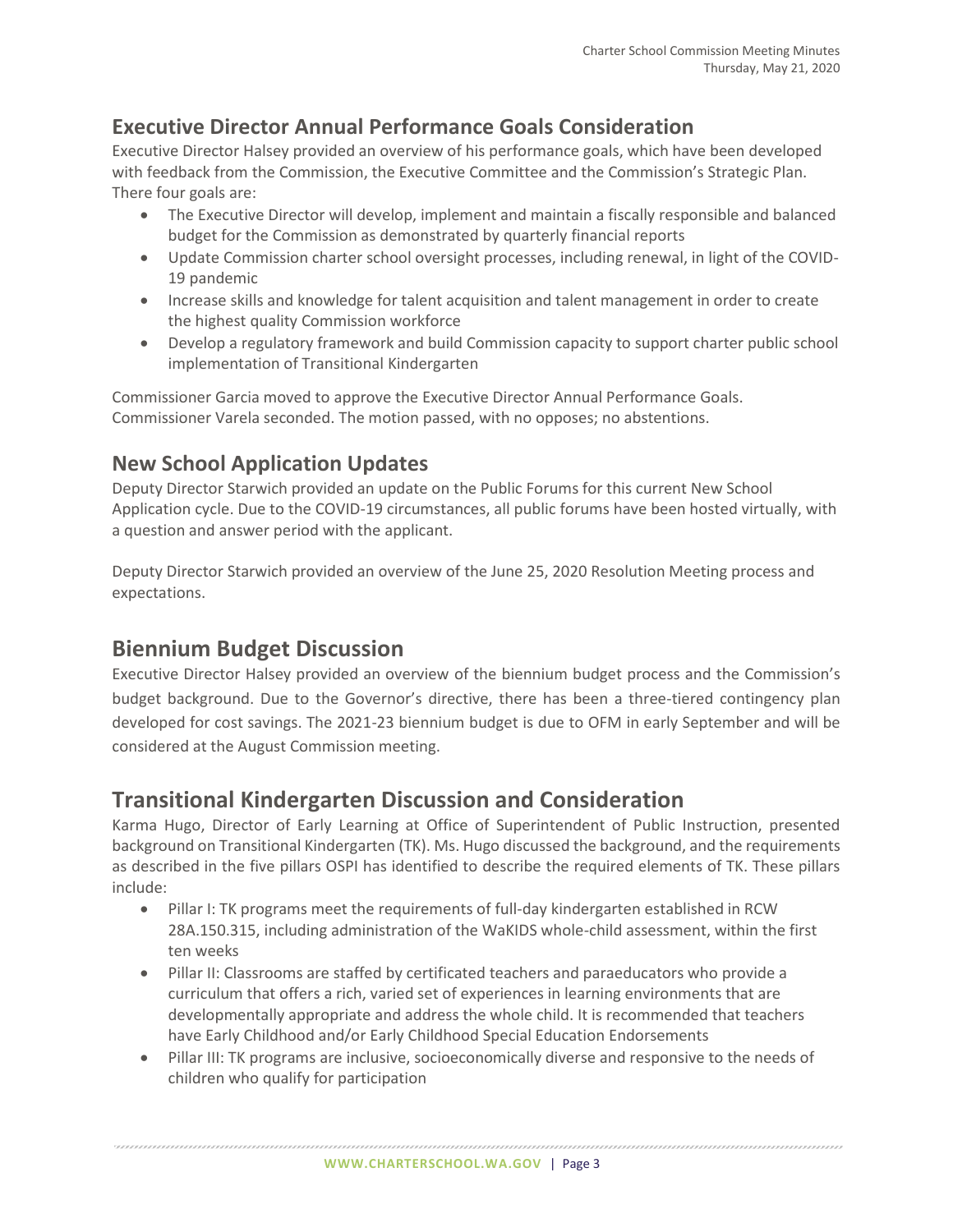## Executive Director Annual Performance Goals Consideration

Executive Director Halsey provided an overview of his performance goals, which have been developed with feedback from the Commission, the Executive Committee and the Commission's Strategic Plan. There four goals are:

- The Executive Director will develop, implement and maintain a fiscally responsible and balanced budget for the Commission as demonstrated by quarterly financial reports
- Update Commission charter school oversight processes, including renewal, in light of the COVID-19 pandemic
- Increase skills and knowledge for talent acquisition and talent management in order to create the highest quality Commission workforce
- Develop a regulatory framework and build Commission capacity to support charter public school implementation of Transitional Kindergarten

Commissioner Garcia moved to approve the Executive Director Annual Performance Goals. Commissioner Varela seconded. The motion passed, with no opposes; no abstentions.

## New School Application Updates

Deputy Director Starwich provided an update on the Public Forums for this current New School Application cycle. Due to the COVID-19 circumstances, all public forums have been hosted virtually, with a question and answer period with the applicant.

Deputy Director Starwich provided an overview of the June 25, 2020 Resolution Meeting process and expectations.

## Biennium Budget Discussion

Executive Director Halsey provided an overview of the biennium budget process and the Commission's budget background. Due to the Governor's directive, there has been a three-tiered contingency plan developed for cost savings. The 2021-23 biennium budget is due to OFM in early September and will be considered at the August Commission meeting.

## Transitional Kindergarten Discussion and Consideration

Karma Hugo, Director of Early Learning at Office of Superintendent of Public Instruction, presented background on Transitional Kindergarten (TK). Ms. Hugo discussed the background, and the requirements as described in the five pillars OSPI has identified to describe the required elements of TK. These pillars include:

- Pillar I: TK programs meet the requirements of full-day kindergarten established in RCW 28A.150.315, including administration of the WaKIDS whole-child assessment, within the first ten weeks
- Pillar II: Classrooms are staffed by certificated teachers and paraeducators who provide a curriculum that offers a rich, varied set of experiences in learning environments that are developmentally appropriate and address the whole child. It is recommended that teachers have Early Childhood and/or Early Childhood Special Education Endorsements
- Pillar III: TK programs are inclusive, socioeconomically diverse and responsive to the needs of children who qualify for participation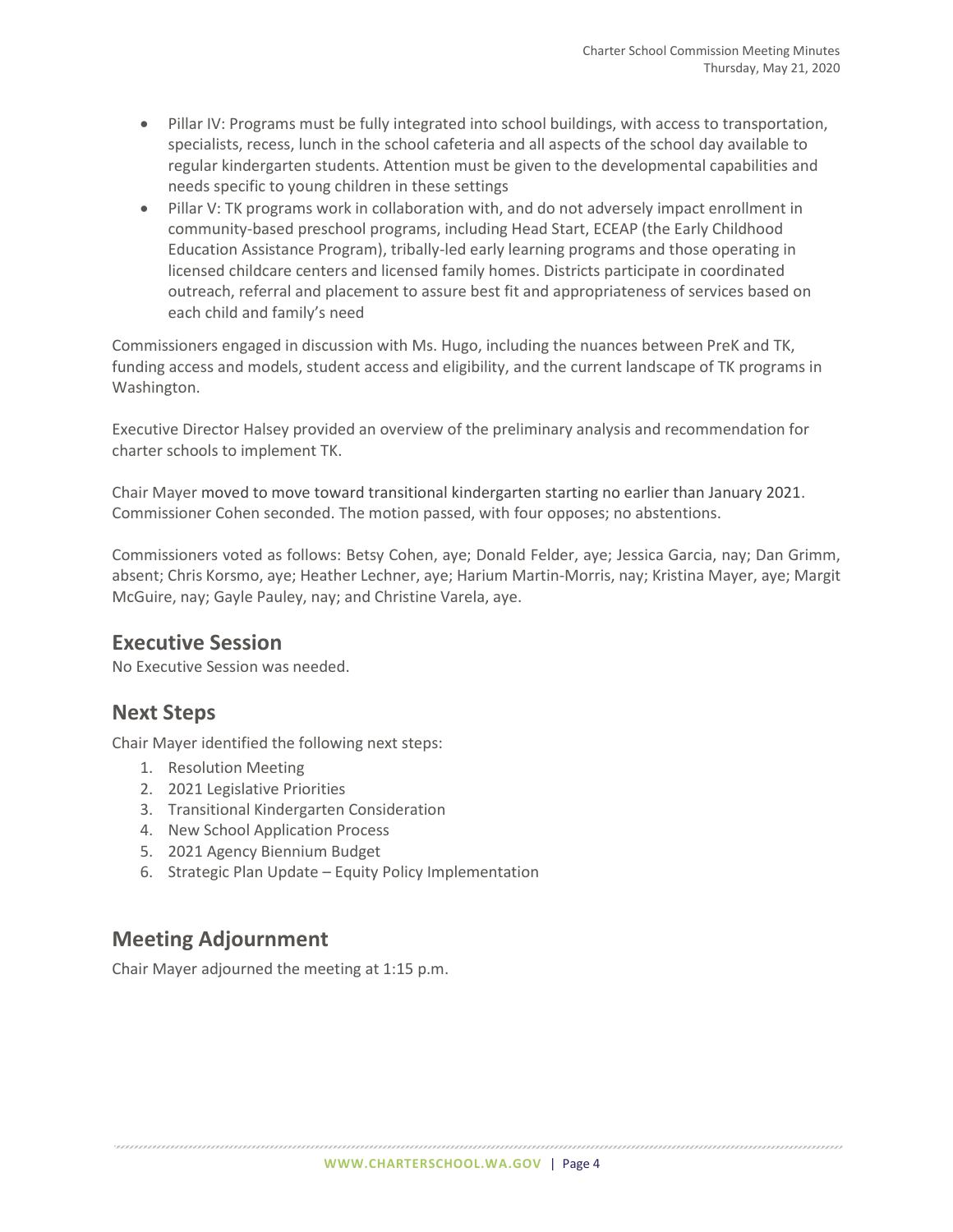- Pillar IV: Programs must be fully integrated into school buildings, with access to transportation, specialists, recess, lunch in the school cafeteria and all aspects of the school day available to regular kindergarten students. Attention must be given to the developmental capabilities and needs specific to young children in these settings
- Pillar V: TK programs work in collaboration with, and do not adversely impact enrollment in community-based preschool programs, including Head Start, ECEAP (the Early Childhood Education Assistance Program), tribally-led early learning programs and those operating in licensed childcare centers and licensed family homes. Districts participate in coordinated outreach, referral and placement to assure best fit and appropriateness of services based on each child and family's need

Commissioners engaged in discussion with Ms. Hugo, including the nuances between PreK and TK, funding access and models, student access and eligibility, and the current landscape of TK programs in Washington.

Executive Director Halsey provided an overview of the preliminary analysis and recommendation for charter schools to implement TK.

Chair Mayer moved to move toward transitional kindergarten starting no earlier than January 2021. Commissioner Cohen seconded. The motion passed, with four opposes; no abstentions.

Commissioners voted as follows: Betsy Cohen, aye; Donald Felder, aye; Jessica Garcia, nay; Dan Grimm, absent; Chris Korsmo, aye; Heather Lechner, aye; Harium Martin-Morris, nay; Kristina Mayer, aye; Margit McGuire, nay; Gayle Pauley, nay; and Christine Varela, aye.

## Executive Session

No Executive Session was needed.

## Next Steps

Chair Mayer identified the following next steps:

1. Resolution Meeting
2. 2021 Legislative Priorities
3. Transitional Kindergarten Consideration
4. New School Application Process
5. 2021 Agency Biennium Budget
6. Strategic Plan Update – Equity Policy Implementation

## Meeting Adjournment

Chair Mayer adjourned the meeting at 1:15 p.m.